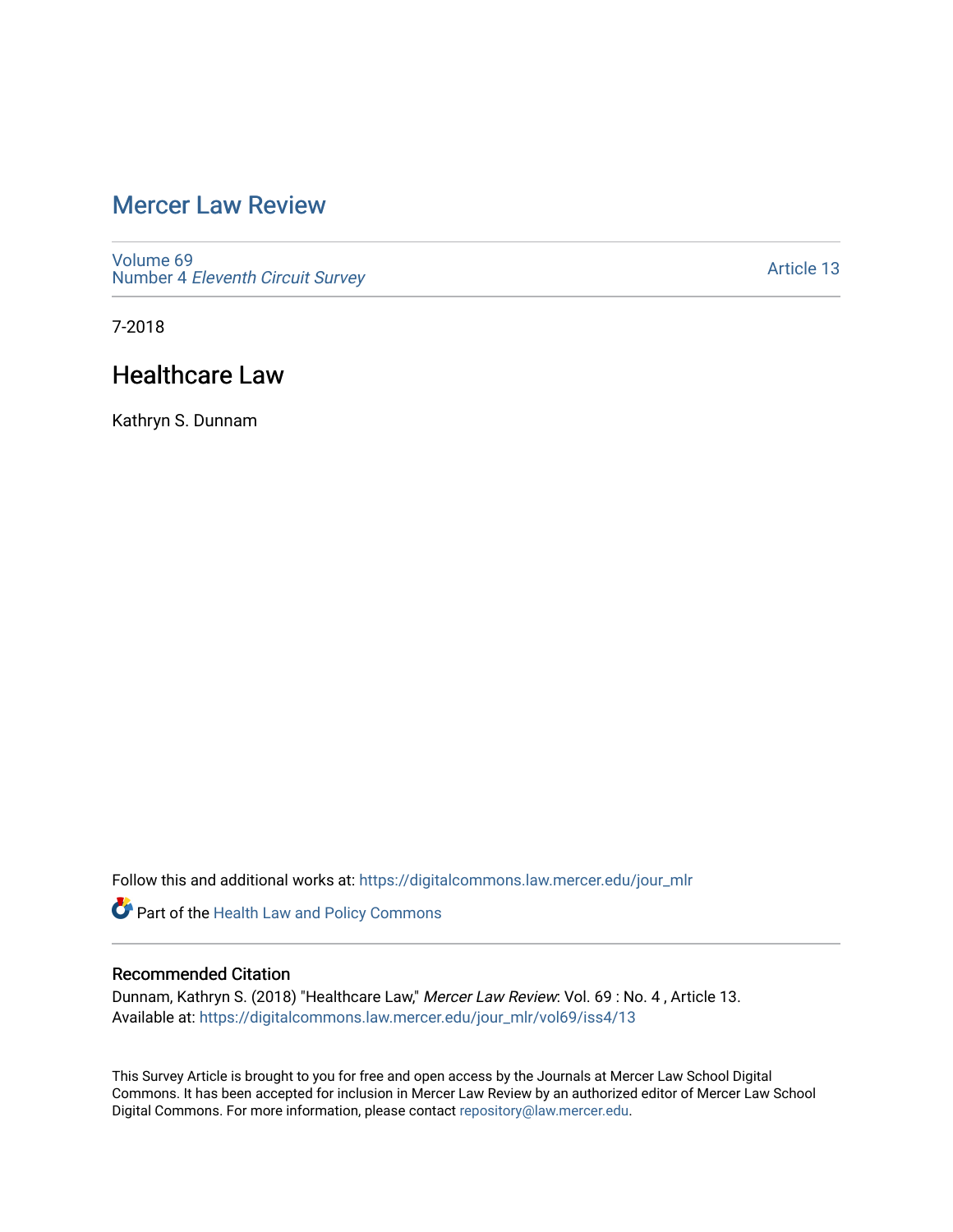# Mercer Law Review

Volume 69
Number 4 *Eleventh Circuit Survey*

Article 13

7-2018

## Healthcare Law

Kathryn S. Dunnam

Follow this and additional works at: https://digitalcommons.law.mercer.edu/jour_mlr

Part of the Health Law and Policy Commons

### Recommended Citation

Dunnam, Kathryn S. (2018) "Healthcare Law," *Mercer Law Review*: Vol. 69 : No. 4 , Article 13.
Available at: https://digitalcommons.law.mercer.edu/jour_mlr/vol69/iss4/13

This Survey Article is brought to you for free and open access by the Journals at Mercer Law School Digital Commons. It has been accepted for inclusion in Mercer Law Review by an authorized editor of Mercer Law School Digital Commons. For more information, please contact repository@law.mercer.edu.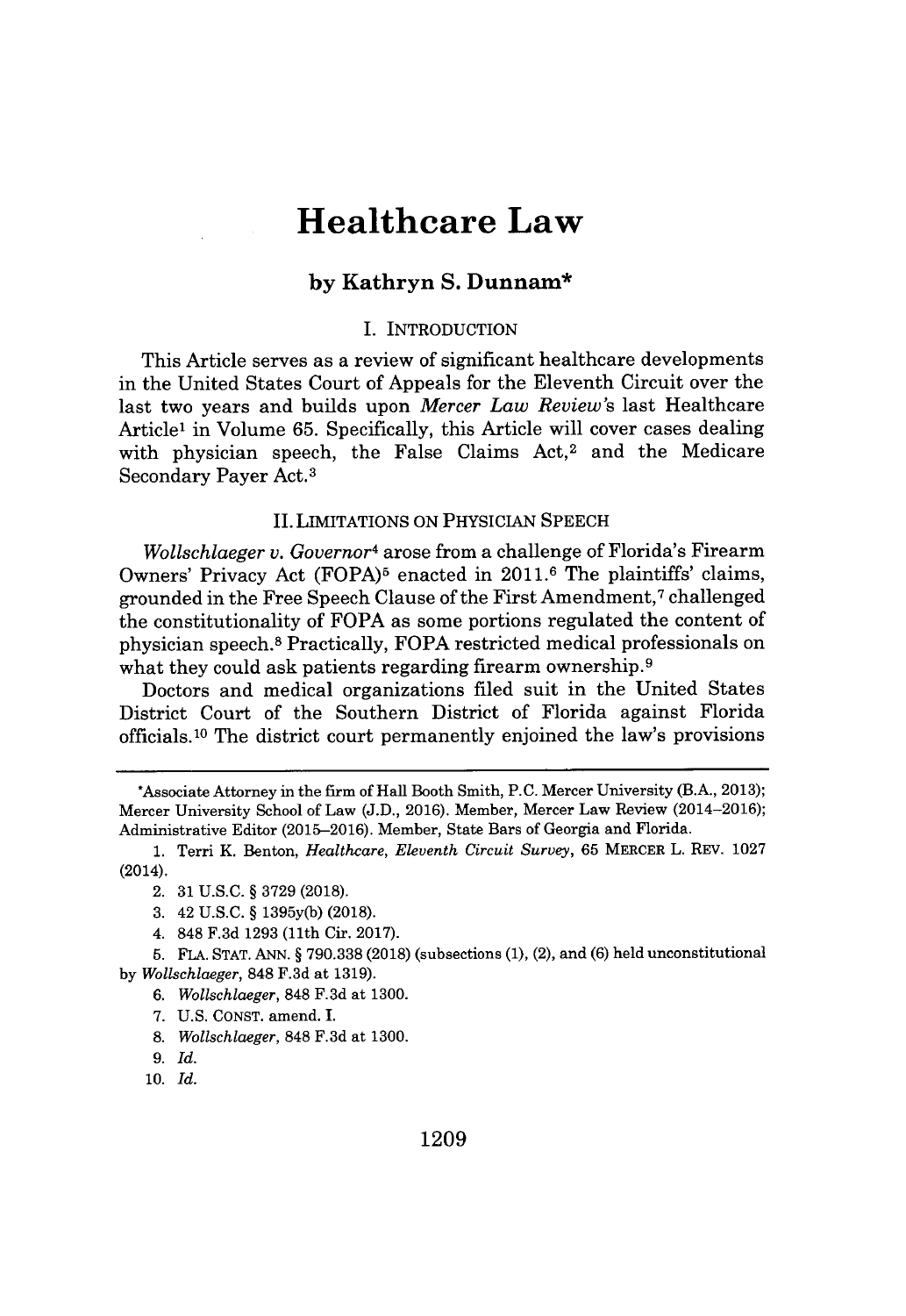# Healthcare Law

**by Kathryn S. Dunnam***

## I. INTRODUCTION

This Article serves as a review of significant healthcare developments in the United States Court of Appeals for the Eleventh Circuit over the last two years and builds upon *Mercer Law Review*'s last Healthcare Article[1] in Volume 65. Specifically, this Article will cover cases dealing with physician speech, the False Claims Act,[2] and the Medicare Secondary Payer Act.[3]

## II. LIMITATIONS ON PHYSICIAN SPEECH

*Wollschlaeger v. Governor*[4] arose from a challenge of Florida's Firearm Owners' Privacy Act (FOPA)[5] enacted in 2011.[6] The plaintiffs' claims, grounded in the Free Speech Clause of the First Amendment,[7] challenged the constitutionality of FOPA as some portions regulated the content of physician speech.[8] Practically, FOPA restricted medical professionals on what they could ask patients regarding firearm ownership.[9]

Doctors and medical organizations filed suit in the United States District Court of the Southern District of Florida against Florida officials.[10] The district court permanently enjoined the law's provisions

---

*Associate Attorney in the firm of Hall Booth Smith, P.C. Mercer University (B.A., 2013); Mercer University School of Law (J.D., 2016). Member, Mercer Law Review (2014–2016); Administrative Editor (2015–2016). Member, State Bars of Georgia and Florida.

1. Terri K. Benton, *Healthcare, Eleventh Circuit Survey*, 65 MERCER L. REV. 1027 (2014).
2. 31 U.S.C. § 3729 (2018).
3. 42 U.S.C. § 1395y(b) (2018).
4. 848 F.3d 1293 (11th Cir. 2017).
5. FLA. STAT. ANN. § 790.338 (2018) (subsections (1), (2), and (6) held unconstitutional by *Wollschlaeger*, 848 F.3d at 1319).
6. *Wollschlaeger*, 848 F.3d at 1300.
7. U.S. CONST. amend. I.
8. *Wollschlaeger*, 848 F.3d at 1300.
9. *Id.*
10. *Id.*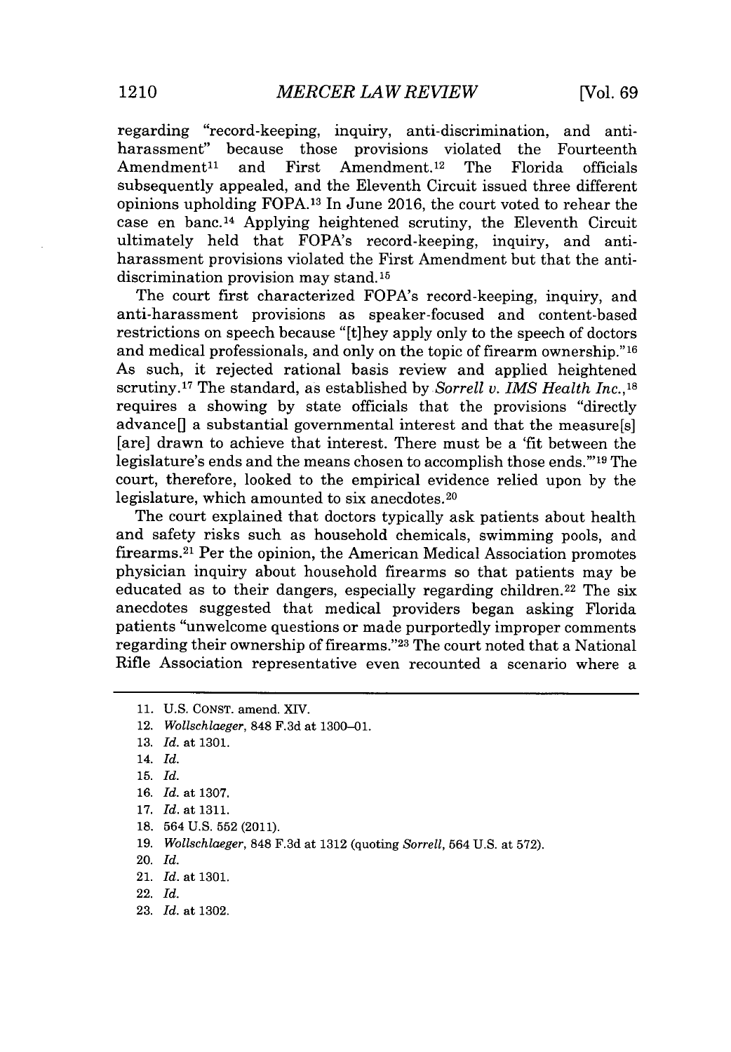regarding "record-keeping, inquiry, anti-discrimination, and anti-harassment" because those provisions violated the Fourteenth Amendment[11] and First Amendment.[12] The Florida officials subsequently appealed, and the Eleventh Circuit issued three different opinions upholding FOPA.[13] In June 2016, the court voted to rehear the case en banc.[14] Applying heightened scrutiny, the Eleventh Circuit ultimately held that FOPA's record-keeping, inquiry, and anti-harassment provisions violated the First Amendment but that the anti-discrimination provision may stand.[15]

The court first characterized FOPA's record-keeping, inquiry, and anti-harassment provisions as speaker-focused and content-based restrictions on speech because "[t]hey apply only to the speech of doctors and medical professionals, and only on the topic of firearm ownership."[16] As such, it rejected rational basis review and applied heightened scrutiny.[17] The standard, as established by *Sorrell v. IMS Health Inc.*,[18] requires a showing by state officials that the provisions "directly advance[] a substantial governmental interest and that the measure[s] [are] drawn to achieve that interest. There must be a 'fit between the legislature's ends and the means chosen to accomplish those ends.'"[19] The court, therefore, looked to the empirical evidence relied upon by the legislature, which amounted to six anecdotes.[20]

The court explained that doctors typically ask patients about health and safety risks such as household chemicals, swimming pools, and firearms.[21] Per the opinion, the American Medical Association promotes physician inquiry about household firearms so that patients may be educated as to their dangers, especially regarding children.[22] The six anecdotes suggested that medical providers began asking Florida patients "unwelcome questions or made purportedly improper comments regarding their ownership of firearms."[23] The court noted that a National Rifle Association representative even recounted a scenario where a

---

11. U.S. CONST. amend. XIV.
12. *Wollschlaeger*, 848 F.3d at 1300–01.
13. *Id.* at 1301.
14. *Id.*
15. *Id.*
16. *Id.* at 1307.
17. *Id.* at 1311.
18. 564 U.S. 552 (2011).
19. *Wollschlaeger*, 848 F.3d at 1312 (quoting *Sorrell*, 564 U.S. at 572).
20. *Id.*
21. *Id.* at 1301.
22. *Id.*
23. *Id.* at 1302.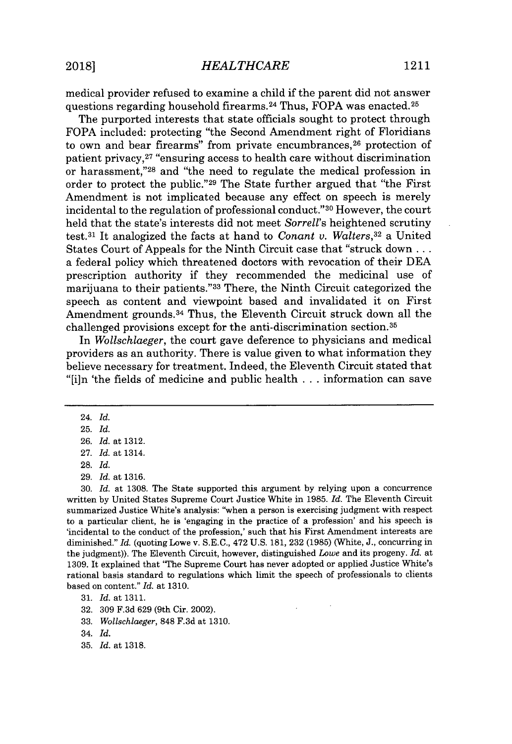medical provider refused to examine a child if the parent did not answer questions regarding household firearms.[24] Thus, FOPA was enacted.[25]

The purported interests that state officials sought to protect through FOPA included: protecting "the Second Amendment right of Floridians to own and bear firearms" from private encumbrances,[26] protection of patient privacy,[27] "ensuring access to health care without discrimination or harassment,"[28] and "the need to regulate the medical profession in order to protect the public."[29] The State further argued that "the First Amendment is not implicated because any effect on speech is merely incidental to the regulation of professional conduct."[30] However, the court held that the state's interests did not meet *Sorrell*'s heightened scrutiny test.[31] It analogized the facts at hand to *Conant v. Walters*,[32] a United States Court of Appeals for the Ninth Circuit case that "struck down . . . a federal policy which threatened doctors with revocation of their DEA prescription authority if they recommended the medicinal use of marijuana to their patients."[33] There, the Ninth Circuit categorized the speech as content and viewpoint based and invalidated it on First Amendment grounds.[34] Thus, the Eleventh Circuit struck down all the challenged provisions except for the anti-discrimination section.[35]

In *Wollschlaeger*, the court gave deference to physicians and medical providers as an authority. There is value given to what information they believe necessary for treatment. Indeed, the Eleventh Circuit stated that "[i]n 'the fields of medicine and public health . . . information can save

---

24. *Id.*

25. *Id.*

26. *Id.* at 1312.

27. *Id.* at 1314.

28. *Id.*

29. *Id.* at 1316.

30. *Id.* at 1308. The State supported this argument by relying upon a concurrence written by United States Supreme Court Justice White in 1985. *Id.* The Eleventh Circuit summarized Justice White's analysis: "when a person is exercising judgment with respect to a particular client, he is 'engaging in the practice of a profession' and his speech is 'incidental to the conduct of the profession,' such that his First Amendment interests are diminished." *Id.* (quoting Lowe v. S.E.C., 472 U.S. 181, 232 (1985) (White, J., concurring in the judgment)). The Eleventh Circuit, however, distinguished *Lowe* and its progeny. *Id.* at 1309. It explained that "The Supreme Court has never adopted or applied Justice White's rational basis standard to regulations which limit the speech of professionals to clients based on content." *Id.* at 1310.

31. *Id.* at 1311.

32. 309 F.3d 629 (9th Cir. 2002).

33. *Wollschlaeger*, 848 F.3d at 1310.

34. *Id.*

35. *Id.* at 1318.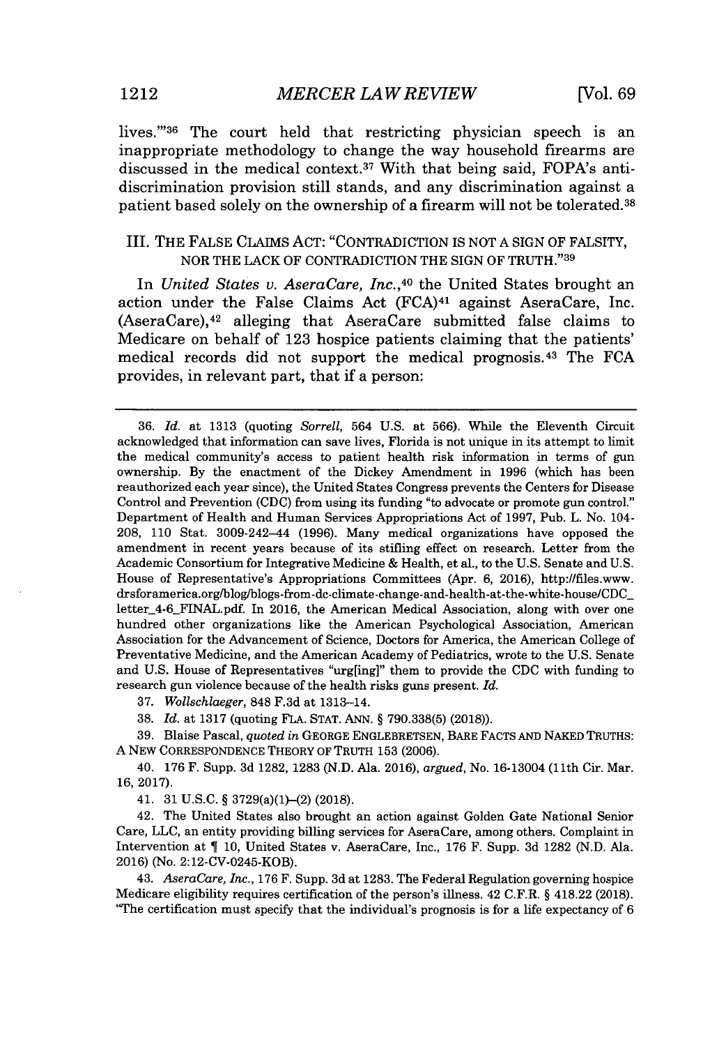lives.'"[36] The court held that restricting physician speech is an inappropriate methodology to change the way household firearms are discussed in the medical context.[37] With that being said, FOPA's anti-discrimination provision still stands, and any discrimination against a patient based solely on the ownership of a firearm will not be tolerated.[38]

## III. THE FALSE CLAIMS ACT: "CONTRADICTION IS NOT A SIGN OF FALSITY, NOR THE LACK OF CONTRADICTION THE SIGN OF TRUTH."[39]

In *United States v. AseraCare, Inc.*,[40] the United States brought an action under the False Claims Act (FCA)[41] against AseraCare, Inc. (AseraCare),[42] alleging that AseraCare submitted false claims to Medicare on behalf of 123 hospice patients claiming that the patients' medical records did not support the medical prognosis.[43] The FCA provides, in relevant part, that if a person:

---

36. *Id.* at 1313 (quoting *Sorrell*, 564 U.S. at 566). While the Eleventh Circuit acknowledged that information can save lives, Florida is not unique in its attempt to limit the medical community's access to patient health risk information in terms of gun ownership. By the enactment of the Dickey Amendment in 1996 (which has been reauthorized each year since), the United States Congress prevents the Centers for Disease Control and Prevention (CDC) from using its funding "to advocate or promote gun control." Department of Health and Human Services Appropriations Act of 1997, Pub. L. No. 104-208, 110 Stat. 3009-242–44 (1996). Many medical organizations have opposed the amendment in recent years because of its stifling effect on research. Letter from the Academic Consortium for Integrative Medicine & Health, et al., to the U.S. Senate and U.S. House of Representative's Appropriations Committees (Apr. 6, 2016), http://files.www.drsforamerica.org/blog/blogs-from-dc-climate-change-and-health-at-the-white-house/CDC_letter_4-6_FINAL.pdf. In 2016, the American Medical Association, along with over one hundred other organizations like the American Psychological Association, American Association for the Advancement of Science, Doctors for America, the American College of Preventative Medicine, and the American Academy of Pediatrics, wrote to the U.S. Senate and U.S. House of Representatives "urg[ing]" them to provide the CDC with funding to research gun violence because of the health risks guns present. *Id.*

37. *Wollschlaeger*, 848 F.3d at 1313–14.

38. *Id.* at 1317 (quoting FLA. STAT. ANN. § 790.338(5) (2018)).

39. Blaise Pascal, *quoted in* GEORGE ENGLEBRETSEN, BARE FACTS AND NAKED TRUTHS: A NEW CORRESPONDENCE THEORY OF TRUTH 153 (2006).

40. 176 F. Supp. 3d 1282, 1283 (N.D. Ala. 2016), *argued*, No. 16-13004 (11th Cir. Mar. 16, 2017).

41. 31 U.S.C. § 3729(a)(1)–(2) (2018).

42. The United States also brought an action against Golden Gate National Senior Care, LLC, an entity providing billing services for AseraCare, among others. Complaint in Intervention at ¶ 10, United States v. AseraCare, Inc., 176 F. Supp. 3d 1282 (N.D. Ala. 2016) (No. 2:12-CV-0245-KOB).

43. *AseraCare, Inc.*, 176 F. Supp. 3d at 1283. The Federal Regulation governing hospice Medicare eligibility requires certification of the person's illness. 42 C.F.R. § 418.22 (2018). "The certification must specify that the individual's prognosis is for a life expectancy of 6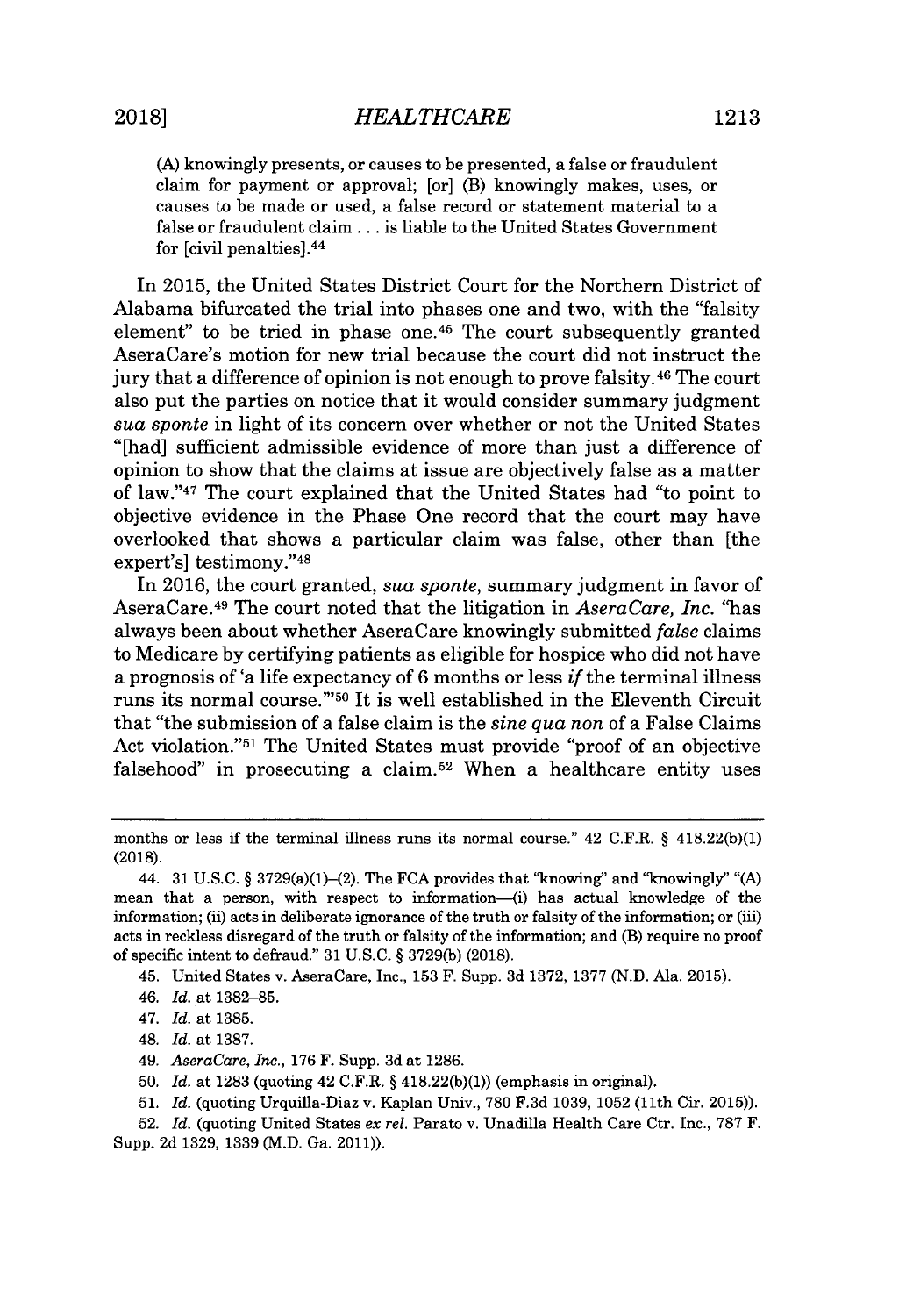> (A) knowingly presents, or causes to be presented, a false or fraudulent claim for payment or approval; [or] (B) knowingly makes, uses, or causes to be made or used, a false record or statement material to a false or fraudulent claim . . . is liable to the United States Government for [civil penalties].[44]

In 2015, the United States District Court for the Northern District of Alabama bifurcated the trial into phases one and two, with the "falsity element" to be tried in phase one.[45] The court subsequently granted AseraCare's motion for new trial because the court did not instruct the jury that a difference of opinion is not enough to prove falsity.[46] The court also put the parties on notice that it would consider summary judgment *sua sponte* in light of its concern over whether or not the United States "[had] sufficient admissible evidence of more than just a difference of opinion to show that the claims at issue are objectively false as a matter of law."[47] The court explained that the United States had "to point to objective evidence in the Phase One record that the court may have overlooked that shows a particular claim was false, other than [the expert's] testimony."[48]

In 2016, the court granted, *sua sponte*, summary judgment in favor of AseraCare.[49] The court noted that the litigation in *AseraCare, Inc.* "has always been about whether AseraCare knowingly submitted *false* claims to Medicare by certifying patients as eligible for hospice who did not have a prognosis of 'a life expectancy of 6 months or less *if* the terminal illness runs its normal course.'"[50] It is well established in the Eleventh Circuit that "the submission of a false claim is the *sine qua non* of a False Claims Act violation."[51] The United States must provide "proof of an objective falsehood" in prosecuting a claim.[52] When a healthcare entity uses

---

months or less if the terminal illness runs its normal course." 42 C.F.R. § 418.22(b)(1) (2018).

44. 31 U.S.C. § 3729(a)(1)–(2). The FCA provides that "knowing" and "knowingly" "(A) mean that a person, with respect to information—(i) has actual knowledge of the information; (ii) acts in deliberate ignorance of the truth or falsity of the information; or (iii) acts in reckless disregard of the truth or falsity of the information; and (B) require no proof of specific intent to defraud." 31 U.S.C. § 3729(b) (2018).

45. United States v. AseraCare, Inc., 153 F. Supp. 3d 1372, 1377 (N.D. Ala. 2015).

46. *Id.* at 1382–85.

47. *Id.* at 1385.

48. *Id.* at 1387.

49. *AseraCare, Inc.*, 176 F. Supp. 3d at 1286.

50. *Id.* at 1283 (quoting 42 C.F.R. § 418.22(b)(1)) (emphasis in original).

51. *Id.* (quoting Urquilla-Diaz v. Kaplan Univ., 780 F.3d 1039, 1052 (11th Cir. 2015)).

52. *Id.* (quoting United States *ex rel.* Parato v. Unadilla Health Care Ctr. Inc., 787 F. Supp. 2d 1329, 1339 (M.D. Ga. 2011)).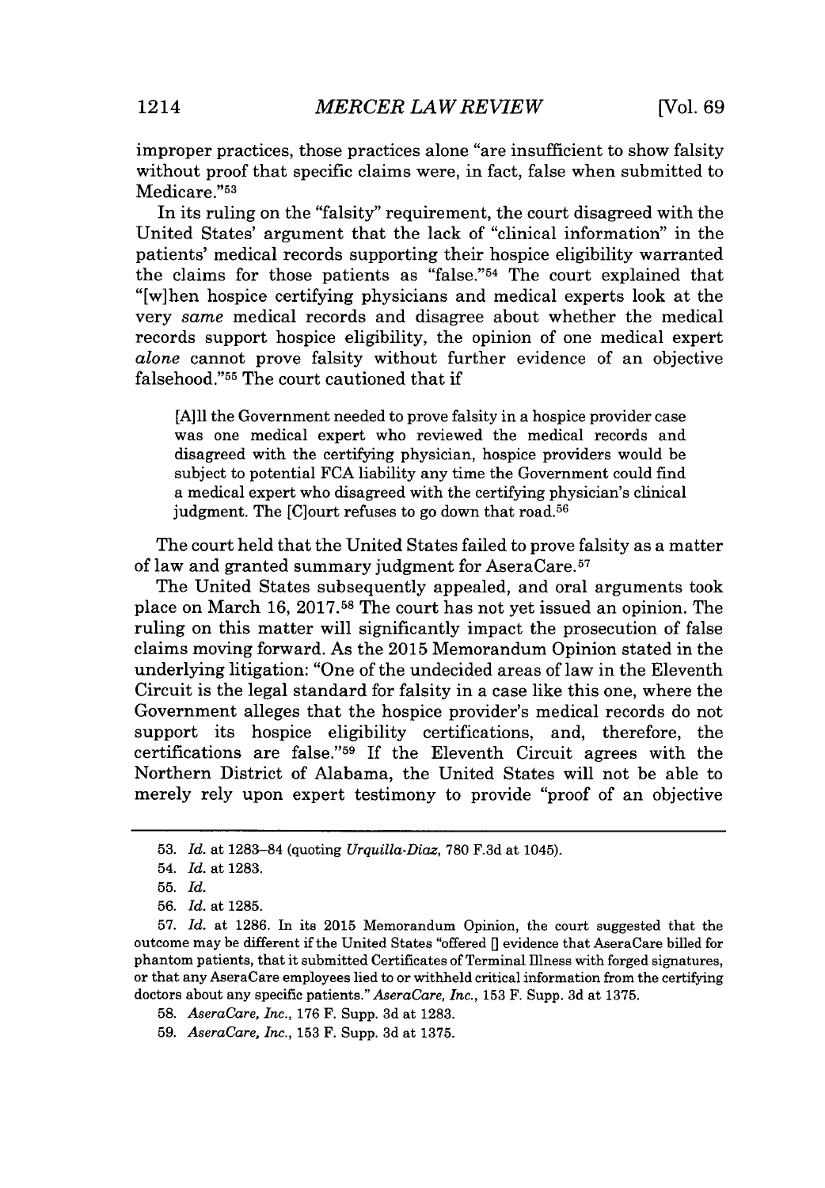improper practices, those practices alone "are insufficient to show falsity without proof that specific claims were, in fact, false when submitted to Medicare."[53]

In its ruling on the "falsity" requirement, the court disagreed with the United States' argument that the lack of "clinical information" in the patients' medical records supporting their hospice eligibility warranted the claims for those patients as "false."[54] The court explained that "[w]hen hospice certifying physicians and medical experts look at the very *same* medical records and disagree about whether the medical records support hospice eligibility, the opinion of one medical expert *alone* cannot prove falsity without further evidence of an objective falsehood."[55] The court cautioned that if

> [A]ll the Government needed to prove falsity in a hospice provider case was one medical expert who reviewed the medical records and disagreed with the certifying physician, hospice providers would be subject to potential FCA liability any time the Government could find a medical expert who disagreed with the certifying physician's clinical judgment. The [C]ourt refuses to go down that road.[56]

The court held that the United States failed to prove falsity as a matter of law and granted summary judgment for AseraCare.[57]

The United States subsequently appealed, and oral arguments took place on March 16, 2017.[58] The court has not yet issued an opinion. The ruling on this matter will significantly impact the prosecution of false claims moving forward. As the 2015 Memorandum Opinion stated in the underlying litigation: "One of the undecided areas of law in the Eleventh Circuit is the legal standard for falsity in a case like this one, where the Government alleges that the hospice provider's medical records do not support its hospice eligibility certifications, and, therefore, the certifications are false."[59] If the Eleventh Circuit agrees with the Northern District of Alabama, the United States will not be able to merely rely upon expert testimony to provide "proof of an objective

---

53. *Id.* at 1283–84 (quoting *Urquilla-Diaz*, 780 F.3d at 1045).

54. *Id.* at 1283.

55. *Id.*

56. *Id.* at 1285.

57. *Id.* at 1286. In its 2015 Memorandum Opinion, the court suggested that the outcome may be different if the United States "offered [] evidence that AseraCare billed for phantom patients, that it submitted Certificates of Terminal Illness with forged signatures, or that any AseraCare employees lied to or withheld critical information from the certifying doctors about any specific patients." *AseraCare, Inc.*, 153 F. Supp. 3d at 1375.

58. *AseraCare, Inc.*, 176 F. Supp. 3d at 1283.

59. *AseraCare, Inc.*, 153 F. Supp. 3d at 1375.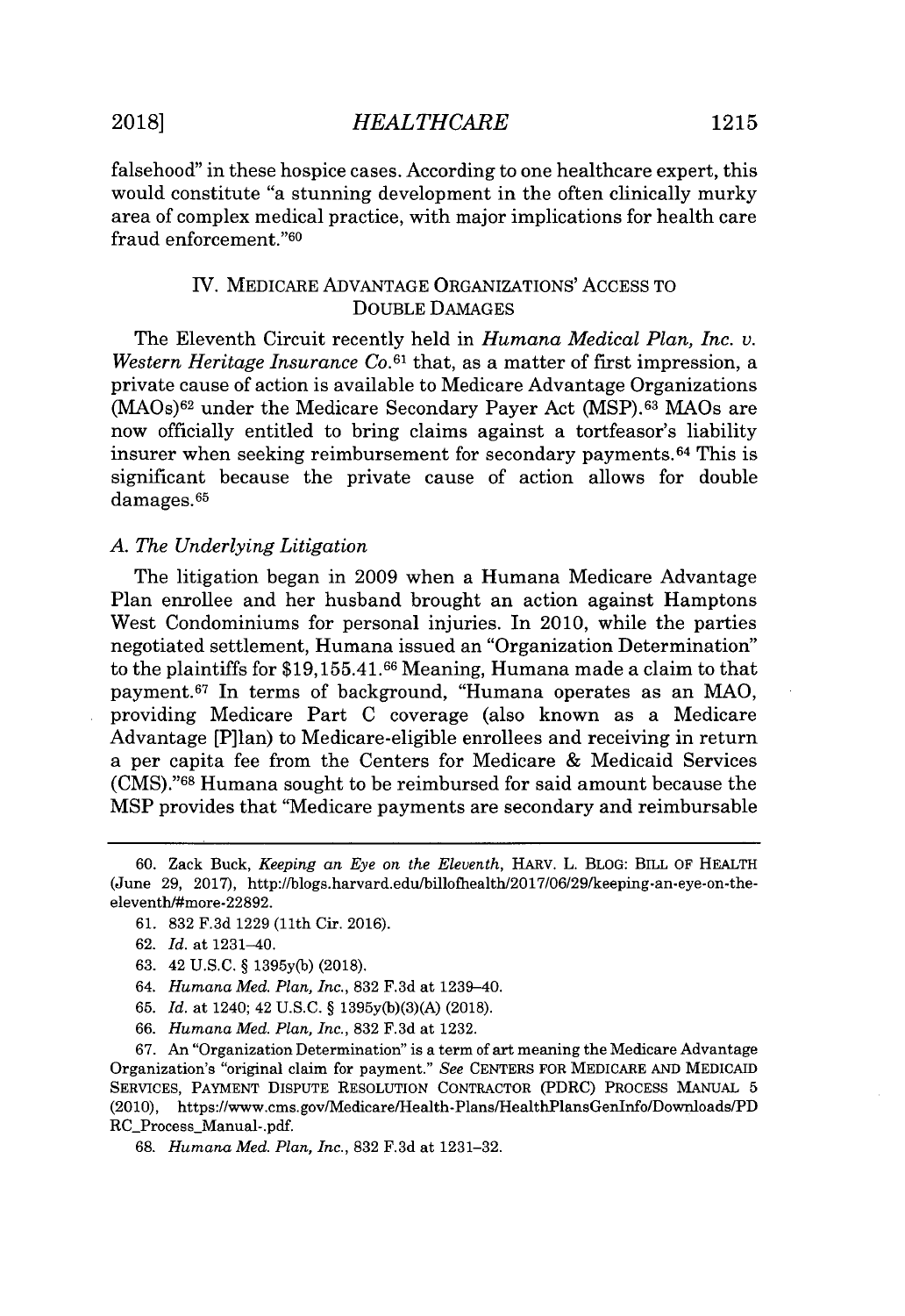falsehood" in these hospice cases. According to one healthcare expert, this would constitute "a stunning development in the often clinically murky area of complex medical practice, with major implications for health care fraud enforcement."[60]

## IV. MEDICARE ADVANTAGE ORGANIZATIONS' ACCESS TO DOUBLE DAMAGES

The Eleventh Circuit recently held in *Humana Medical Plan, Inc. v. Western Heritage Insurance Co.*[61] that, as a matter of first impression, a private cause of action is available to Medicare Advantage Organizations (MAOs)[62] under the Medicare Secondary Payer Act (MSP).[63] MAOs are now officially entitled to bring claims against a tortfeasor's liability insurer when seeking reimbursement for secondary payments.[64] This is significant because the private cause of action allows for double damages.[65]

### *A. The Underlying Litigation*

The litigation began in 2009 when a Humana Medicare Advantage Plan enrollee and her husband brought an action against Hamptons West Condominiums for personal injuries. In 2010, while the parties negotiated settlement, Humana issued an "Organization Determination" to the plaintiffs for $19,155.41.[66] Meaning, Humana made a claim to that payment.[67] In terms of background, "Humana operates as an MAO, providing Medicare Part C coverage (also known as a Medicare Advantage [P]lan) to Medicare-eligible enrollees and receiving in return a per capita fee from the Centers for Medicare & Medicaid Services (CMS)."[68] Humana sought to be reimbursed for said amount because the MSP provides that "Medicare payments are secondary and reimbursable

---

60. Zack Buck, *Keeping an Eye on the Eleventh*, HARV. L. BLOG: BILL OF HEALTH (June 29, 2017), http://blogs.harvard.edu/billofhealth/2017/06/29/keeping-an-eye-on-the-eleventh/#more-22892.

61. 832 F.3d 1229 (11th Cir. 2016).

62. *Id.* at 1231–40.

63. 42 U.S.C. § 1395y(b) (2018).

64. *Humana Med. Plan, Inc.*, 832 F.3d at 1239–40.

65. *Id.* at 1240; 42 U.S.C. § 1395y(b)(3)(A) (2018).

66. *Humana Med. Plan, Inc.*, 832 F.3d at 1232.

67. An "Organization Determination" is a term of art meaning the Medicare Advantage Organization's "original claim for payment." *See* CENTERS FOR MEDICARE AND MEDICAID SERVICES, PAYMENT DISPUTE RESOLUTION CONTRACTOR (PDRC) PROCESS MANUAL 5 (2010), https://www.cms.gov/Medicare/Health-Plans/HealthPlansGenInfo/Downloads/PDRC_Process_Manual-.pdf.

68. *Humana Med. Plan, Inc.*, 832 F.3d at 1231–32.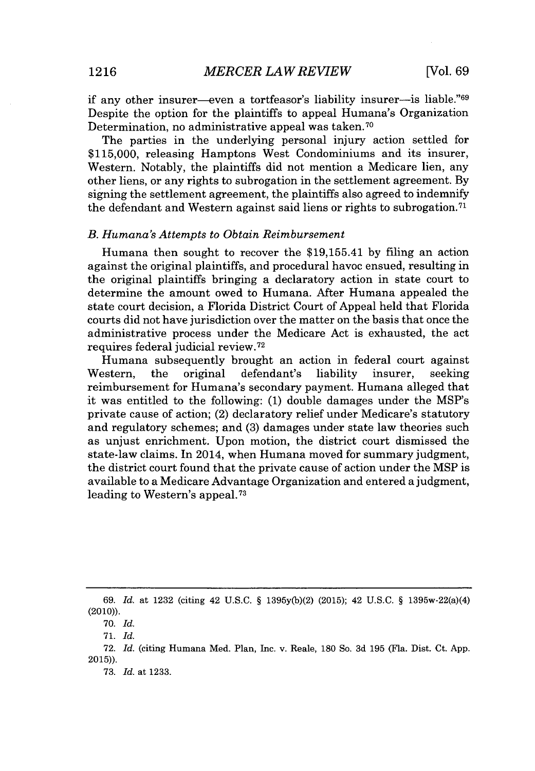if any other insurer—even a tortfeasor's liability insurer—is liable."[69] Despite the option for the plaintiffs to appeal Humana's Organization Determination, no administrative appeal was taken.[70]

The parties in the underlying personal injury action settled for $115,000, releasing Hamptons West Condominiums and its insurer, Western. Notably, the plaintiffs did not mention a Medicare lien, any other liens, or any rights to subrogation in the settlement agreement. By signing the settlement agreement, the plaintiffs also agreed to indemnify the defendant and Western against said liens or rights to subrogation.[71]

### *B. Humana's Attempts to Obtain Reimbursement*

Humana then sought to recover the $19,155.41 by filing an action against the original plaintiffs, and procedural havoc ensued, resulting in the original plaintiffs bringing a declaratory action in state court to determine the amount owed to Humana. After Humana appealed the state court decision, a Florida District Court of Appeal held that Florida courts did not have jurisdiction over the matter on the basis that once the administrative process under the Medicare Act is exhausted, the act requires federal judicial review.[72]

Humana subsequently brought an action in federal court against Western, the original defendant's liability insurer, seeking reimbursement for Humana's secondary payment. Humana alleged that it was entitled to the following: (1) double damages under the MSP's private cause of action; (2) declaratory relief under Medicare's statutory and regulatory schemes; and (3) damages under state law theories such as unjust enrichment. Upon motion, the district court dismissed the state-law claims. In 2014, when Humana moved for summary judgment, the district court found that the private cause of action under the MSP is available to a Medicare Advantage Organization and entered a judgment, leading to Western's appeal.[73]

---

69. *Id.* at 1232 (citing 42 U.S.C. § 1395y(b)(2) (2015); 42 U.S.C. § 1395w-22(a)(4) (2010)).

70. *Id.*

71. *Id.*

72. *Id.* (citing Humana Med. Plan, Inc. v. Reale, 180 So. 3d 195 (Fla. Dist. Ct. App. 2015)).

73. *Id.* at 1233.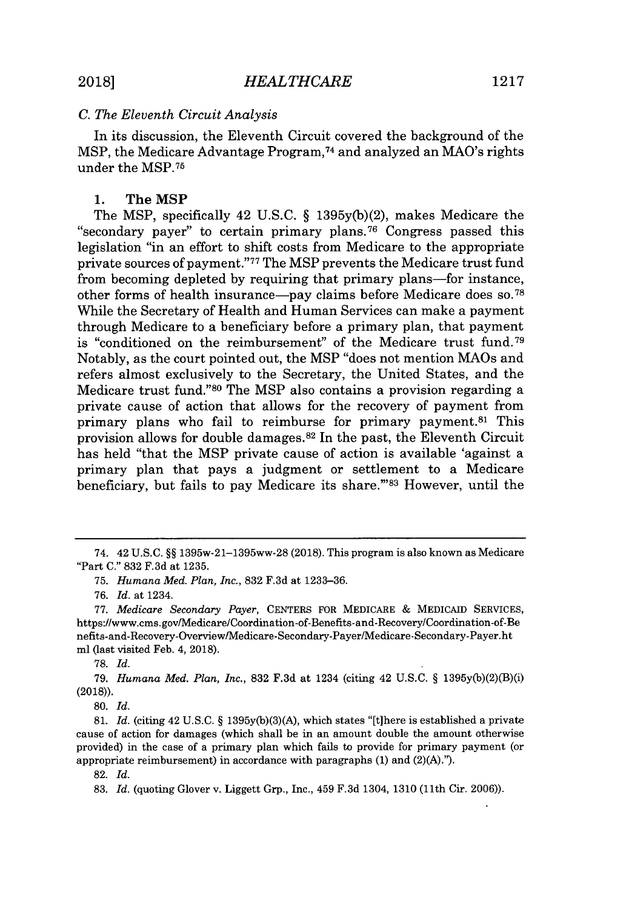### C. The Eleventh Circuit Analysis

In its discussion, the Eleventh Circuit covered the background of the MSP, the Medicare Advantage Program,[74] and analyzed an MAO's rights under the MSP.[75]

#### 1. The MSP

The MSP, specifically 42 U.S.C. § 1395y(b)(2), makes Medicare the "secondary payer" to certain primary plans.[76] Congress passed this legislation "in an effort to shift costs from Medicare to the appropriate private sources of payment."[77] The MSP prevents the Medicare trust fund from becoming depleted by requiring that primary plans—for instance, other forms of health insurance—pay claims before Medicare does so.[78] While the Secretary of Health and Human Services can make a payment through Medicare to a beneficiary before a primary plan, that payment is "conditioned on the reimbursement" of the Medicare trust fund.[79] Notably, as the court pointed out, the MSP "does not mention MAOs and refers almost exclusively to the Secretary, the United States, and the Medicare trust fund."[80] The MSP also contains a provision regarding a private cause of action that allows for the recovery of payment from primary plans who fail to reimburse for primary payment.[81] This provision allows for double damages.[82] In the past, the Eleventh Circuit has held "that the MSP private cause of action is available 'against a primary plan that pays a judgment or settlement to a Medicare beneficiary, but fails to pay Medicare its share.'"[83] However, until the

---

74. 42 U.S.C. §§ 1395w-21–1395ww-28 (2018). This program is also known as Medicare "Part C." 832 F.3d at 1235.

75. *Humana Med. Plan, Inc.*, 832 F.3d at 1233–36.

76. *Id.* at 1234.

77. *Medicare Secondary Payer*, CENTERS FOR MEDICARE & MEDICAID SERVICES, https://www.cms.gov/Medicare/Coordination-of-Benefits-and-Recovery/Coordination-of-Benefits-and-Recovery-Overview/Medicare-Secondary-Payer/Medicare-Secondary-Payer.html (last visited Feb. 4, 2018).

78. *Id.*

79. *Humana Med. Plan, Inc.*, 832 F.3d at 1234 (citing 42 U.S.C. § 1395y(b)(2)(B)(i) (2018)).

80. *Id.*

81. *Id.* (citing 42 U.S.C. § 1395y(b)(3)(A), which states "[t]here is established a private cause of action for damages (which shall be in an amount double the amount otherwise provided) in the case of a primary plan which fails to provide for primary payment (or appropriate reimbursement) in accordance with paragraphs (1) and (2)(A).").

82. *Id.*

83. *Id.* (quoting Glover v. Liggett Grp., Inc., 459 F.3d 1304, 1310 (11th Cir. 2006)).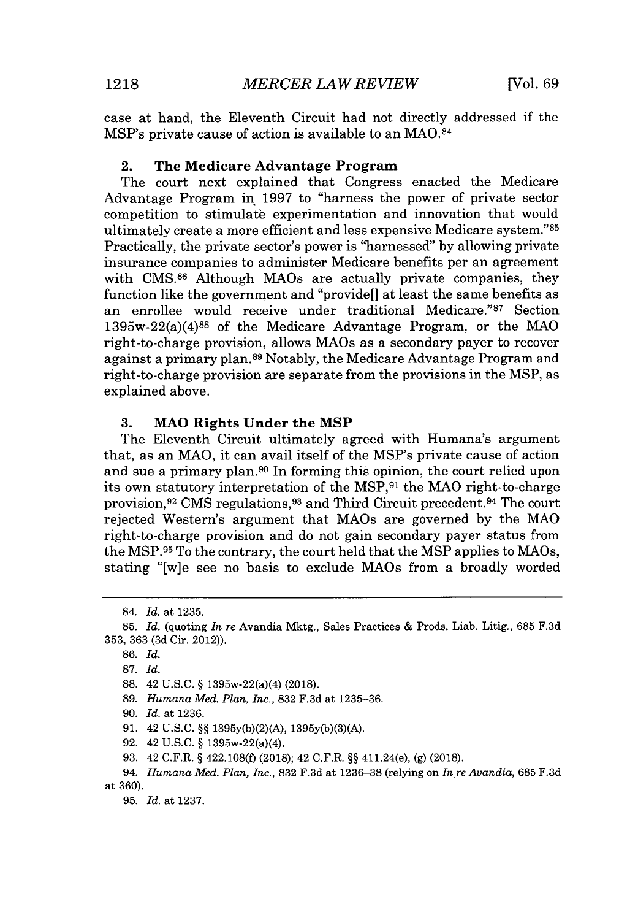case at hand, the Eleventh Circuit had not directly addressed if the MSP's private cause of action is available to an MAO.[84]

### 2. The Medicare Advantage Program

The court next explained that Congress enacted the Medicare Advantage Program in 1997 to "harness the power of private sector competition to stimulate experimentation and innovation that would ultimately create a more efficient and less expensive Medicare system."[85] Practically, the private sector's power is "harnessed" by allowing private insurance companies to administer Medicare benefits per an agreement with CMS.[86] Although MAOs are actually private companies, they function like the government and "provide[] at least the same benefits as an enrollee would receive under traditional Medicare."[87] Section 1395w-22(a)(4)[88] of the Medicare Advantage Program, or the MAO right-to-charge provision, allows MAOs as a secondary payer to recover against a primary plan.[89] Notably, the Medicare Advantage Program and right-to-charge provision are separate from the provisions in the MSP, as explained above.

### 3. MAO Rights Under the MSP

The Eleventh Circuit ultimately agreed with Humana's argument that, as an MAO, it can avail itself of the MSP's private cause of action and sue a primary plan.[90] In forming this opinion, the court relied upon its own statutory interpretation of the MSP,[91] the MAO right-to-charge provision,[92] CMS regulations,[93] and Third Circuit precedent.[94] The court rejected Western's argument that MAOs are governed by the MAO right-to-charge provision and do not gain secondary payer status from the MSP.[95] To the contrary, the court held that the MSP applies to MAOs, stating "[w]e see no basis to exclude MAOs from a broadly worded

---

84. *Id.* at 1235.

85. *Id.* (quoting *In re* Avandia Mktg., Sales Practices & Prods. Liab. Litig., 685 F.3d 353, 363 (3d Cir. 2012)).

86. *Id.*

87. *Id.*

88. 42 U.S.C. § 1395w-22(a)(4) (2018).

89. *Humana Med. Plan, Inc.*, 832 F.3d at 1235–36.

90. *Id.* at 1236.

91. 42 U.S.C. §§ 1395y(b)(2)(A), 1395y(b)(3)(A).

92. 42 U.S.C. § 1395w-22(a)(4).

93. 42 C.F.R. § 422.108(f) (2018); 42 C.F.R. §§ 411.24(e), (g) (2018).

94. *Humana Med. Plan, Inc.*, 832 F.3d at 1236–38 (relying on *In re Avandia*, 685 F.3d at 360).

95. *Id.* at 1237.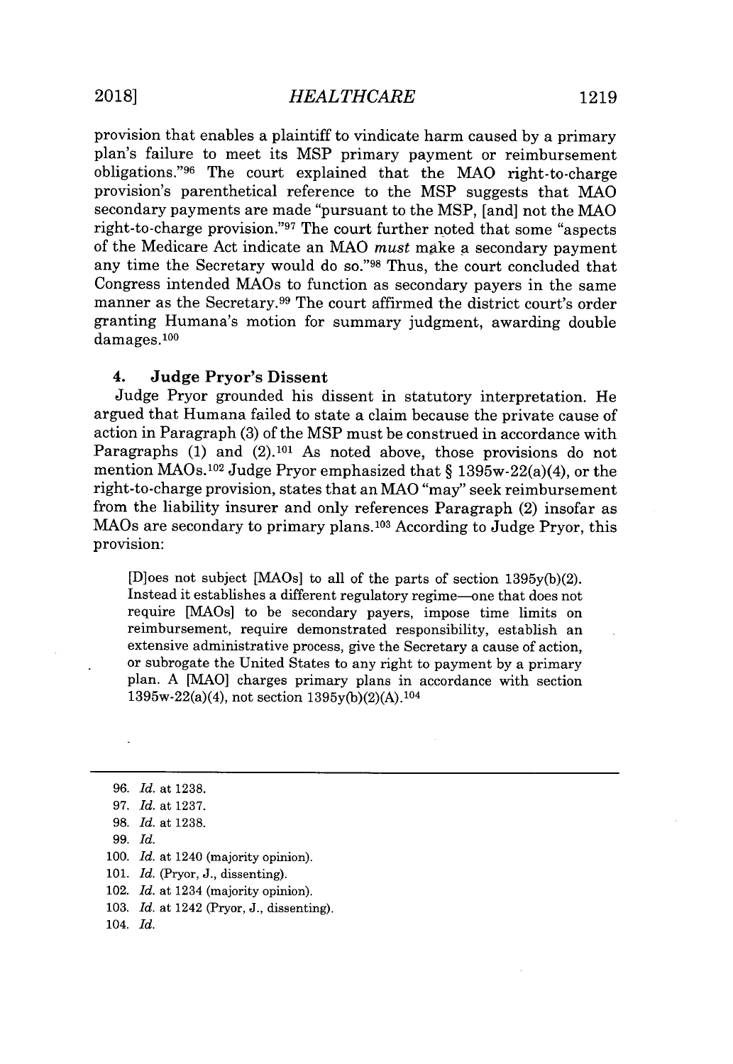provision that enables a plaintiff to vindicate harm caused by a primary plan's failure to meet its MSP primary payment or reimbursement obligations."[96] The court explained that the MAO right-to-charge provision's parenthetical reference to the MSP suggests that MAO secondary payments are made "pursuant to the MSP, [and] not the MAO right-to-charge provision."[97] The court further noted that some "aspects of the Medicare Act indicate an MAO *must* make a secondary payment any time the Secretary would do so."[98] Thus, the court concluded that Congress intended MAOs to function as secondary payers in the same manner as the Secretary.[99] The court affirmed the district court's order granting Humana's motion for summary judgment, awarding double damages.[100]

### 4. Judge Pryor's Dissent

Judge Pryor grounded his dissent in statutory interpretation. He argued that Humana failed to state a claim because the private cause of action in Paragraph (3) of the MSP must be construed in accordance with Paragraphs (1) and (2).[101] As noted above, those provisions do not mention MAOs.[102] Judge Pryor emphasized that § 1395w-22(a)(4), or the right-to-charge provision, states that an MAO "may" seek reimbursement from the liability insurer and only references Paragraph (2) insofar as MAOs are secondary to primary plans.[103] According to Judge Pryor, this provision:

> [D]oes not subject [MAOs] to all of the parts of section 1395y(b)(2). Instead it establishes a different regulatory regime—one that does not require [MAOs] to be secondary payers, impose time limits on reimbursement, require demonstrated responsibility, establish an extensive administrative process, give the Secretary a cause of action, or subrogate the United States to any right to payment by a primary plan. A [MAO] charges primary plans in accordance with section 1395w-22(a)(4), not section 1395y(b)(2)(A).[104]

---

96. *Id.* at 1238.
97. *Id.* at 1237.
98. *Id.* at 1238.
99. *Id.*
100. *Id.* at 1240 (majority opinion).
101. *Id.* (Pryor, J., dissenting).
102. *Id.* at 1234 (majority opinion).
103. *Id.* at 1242 (Pryor, J., dissenting).
104. *Id.*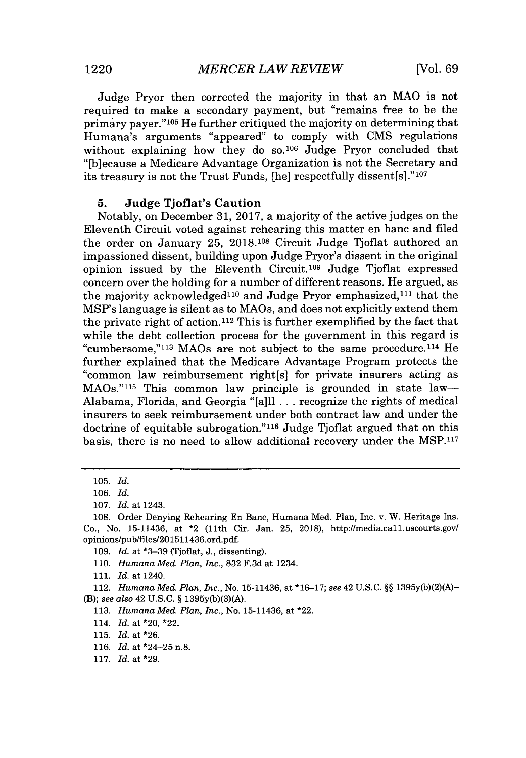Judge Pryor then corrected the majority in that an MAO is not required to make a secondary payment, but "remains free to be the primary payer."[105] He further critiqued the majority on determining that Humana's arguments "appeared" to comply with CMS regulations without explaining how they do so.[106] Judge Pryor concluded that "[b]ecause a Medicare Advantage Organization is not the Secretary and its treasury is not the Trust Funds, [he] respectfully dissent[s]."[107]

### 5. Judge Tjoflat's Caution

Notably, on December 31, 2017, a majority of the active judges on the Eleventh Circuit voted against rehearing this matter en banc and filed the order on January 25, 2018.[108] Circuit Judge Tjoflat authored an impassioned dissent, building upon Judge Pryor's dissent in the original opinion issued by the Eleventh Circuit.[109] Judge Tjoflat expressed concern over the holding for a number of different reasons. He argued, as the majority acknowledged[110] and Judge Pryor emphasized,[111] that the MSP's language is silent as to MAOs, and does not explicitly extend them the private right of action.[112] This is further exemplified by the fact that while the debt collection process for the government in this regard is "cumbersome,"[113] MAOs are not subject to the same procedure.[114] He further explained that the Medicare Advantage Program protects the "common law reimbursement right[s] for private insurers acting as MAOs."[115] This common law principle is grounded in state law—Alabama, Florida, and Georgia "[a]ll . . . recognize the rights of medical insurers to seek reimbursement under both contract law and under the doctrine of equitable subrogation."[116] Judge Tjoflat argued that on this basis, there is no need to allow additional recovery under the MSP.[117]

---

105. *Id.*

106. *Id.*

107. *Id.* at 1243.

108. Order Denying Rehearing En Banc, Humana Med. Plan, Inc. v. W. Heritage Ins. Co., No. 15-11436, at *2 (11th Cir. Jan. 25, 2018), http://media.ca11.uscourts.gov/opinions/pub/files/201511436.ord.pdf.

109. *Id.* at *3–39 (Tjoflat, J., dissenting).

110. *Humana Med. Plan, Inc.*, 832 F.3d at 1234.

111. *Id.* at 1240.

112. *Humana Med. Plan, Inc.*, No. 15-11436, at *16–17; *see* 42 U.S.C. §§ 1395y(b)(2)(A)–(B); *see also* 42 U.S.C. § 1395y(b)(3)(A).

113. *Humana Med. Plan, Inc.*, No. 15-11436, at *22.

114. *Id.* at *20, *22.

115. *Id.* at *26.

116. *Id.* at *24–25 n.8.

117. *Id.* at *29.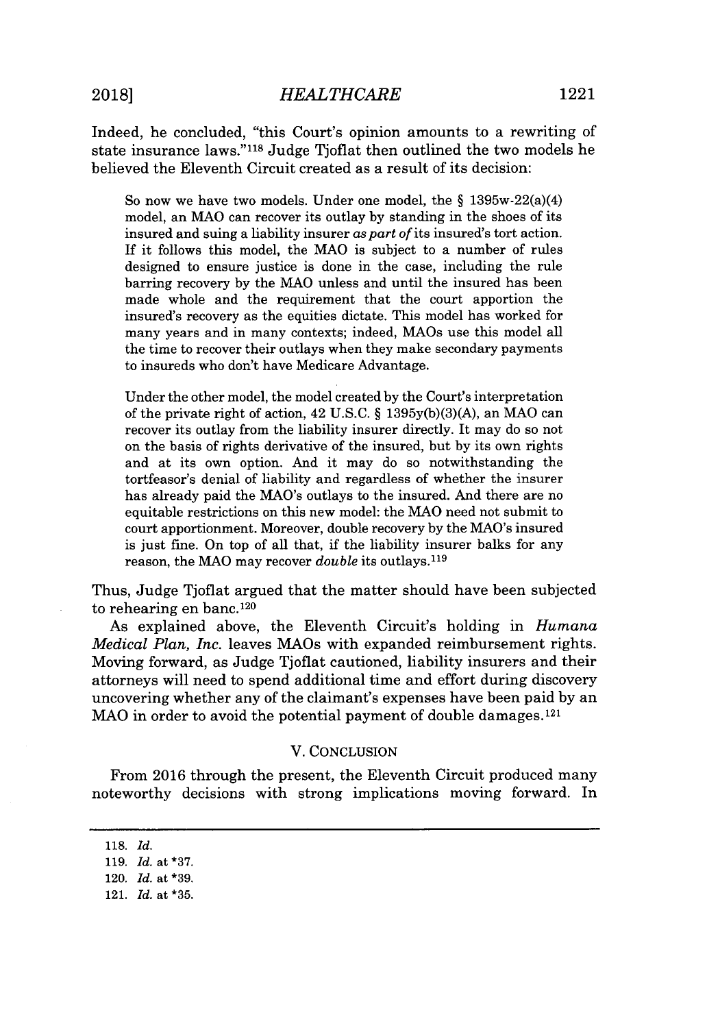Indeed, he concluded, "this Court's opinion amounts to a rewriting of state insurance laws."[118] Judge Tjoflat then outlined the two models he believed the Eleventh Circuit created as a result of its decision:

> So now we have two models. Under one model, the § 1395w-22(a)(4) model, an MAO can recover its outlay by standing in the shoes of its insured and suing a liability insurer *as part of* its insured's tort action. If it follows this model, the MAO is subject to a number of rules designed to ensure justice is done in the case, including the rule barring recovery by the MAO unless and until the insured has been made whole and the requirement that the court apportion the insured's recovery as the equities dictate. This model has worked for many years and in many contexts; indeed, MAOs use this model all the time to recover their outlays when they make secondary payments to insureds who don't have Medicare Advantage.
>
> Under the other model, the model created by the Court's interpretation of the private right of action, 42 U.S.C. § 1395y(b)(3)(A), an MAO can recover its outlay from the liability insurer directly. It may do so not on the basis of rights derivative of the insured, but by its own rights and at its own option. And it may do so notwithstanding the tortfeasor's denial of liability and regardless of whether the insurer has already paid the MAO's outlays to the insured. And there are no equitable restrictions on this new model: the MAO need not submit to court apportionment. Moreover, double recovery by the MAO's insured is just fine. On top of all that, if the liability insurer balks for any reason, the MAO may recover *double* its outlays.[119]

Thus, Judge Tjoflat argued that the matter should have been subjected to rehearing en banc.[120]

As explained above, the Eleventh Circuit's holding in *Humana Medical Plan, Inc.* leaves MAOs with expanded reimbursement rights. Moving forward, as Judge Tjoflat cautioned, liability insurers and their attorneys will need to spend additional time and effort during discovery uncovering whether any of the claimant's expenses have been paid by an MAO in order to avoid the potential payment of double damages.[121]

## V. CONCLUSION

From 2016 through the present, the Eleventh Circuit produced many noteworthy decisions with strong implications moving forward. In

---

118. *Id.*

119. *Id.* at *37.

120. *Id.* at *39.

121. *Id.* at *35.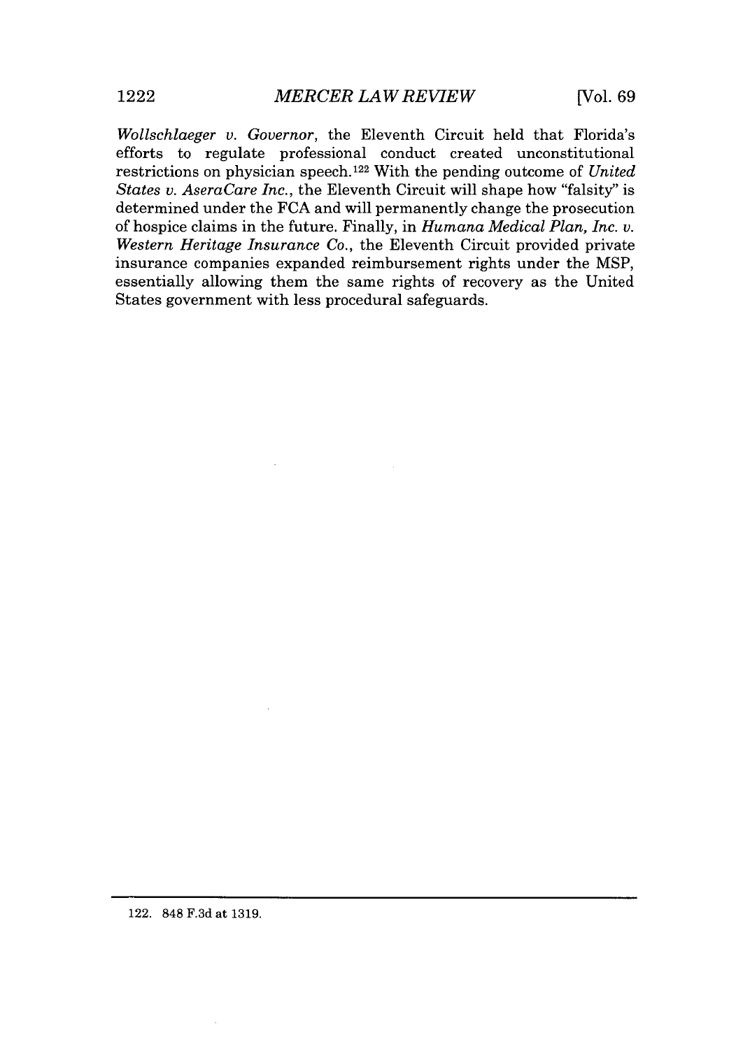*Wollschlaeger v. Governor*, the Eleventh Circuit held that Florida's efforts to regulate professional conduct created unconstitutional restrictions on physician speech.[122] With the pending outcome of *United States v. AseraCare Inc.*, the Eleventh Circuit will shape how "falsity" is determined under the FCA and will permanently change the prosecution of hospice claims in the future. Finally, in *Humana Medical Plan, Inc. v. Western Heritage Insurance Co.*, the Eleventh Circuit provided private insurance companies expanded reimbursement rights under the MSP, essentially allowing them the same rights of recovery as the United States government with less procedural safeguards.

---

122. 848 F.3d at 1319.